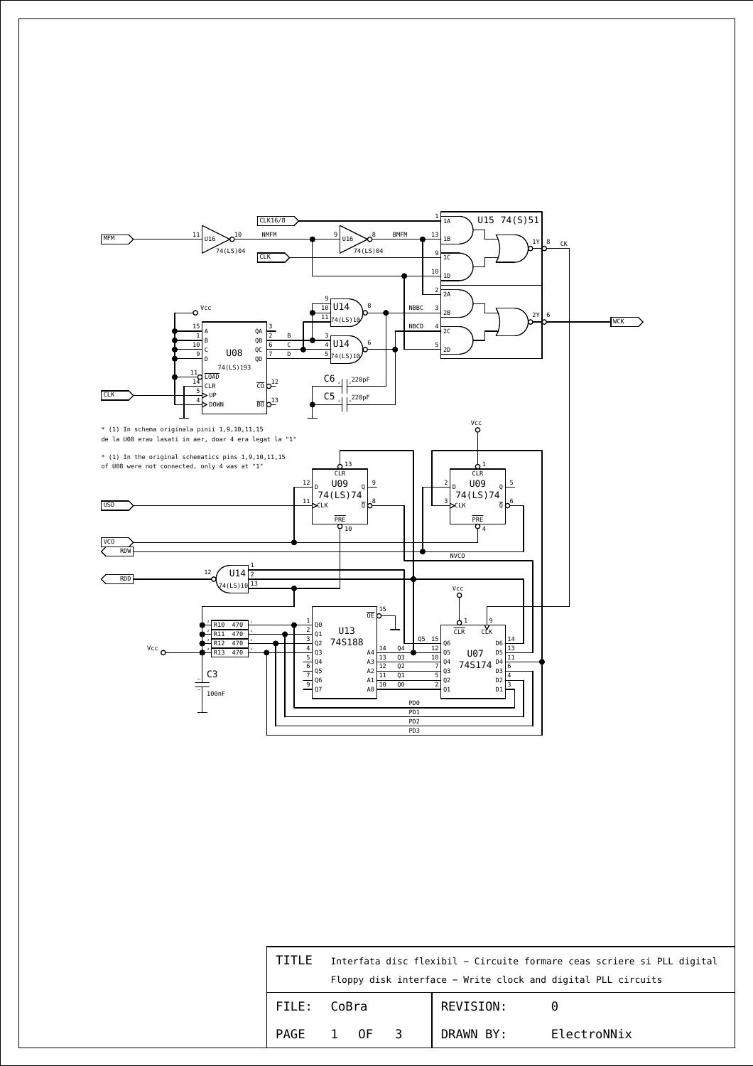* (1) In schema originala pinii 1,9,10,11,15
de la U08 erau lasati in aer, doar 4 era legat la "1"

* (1) In the original schematics pins 1,9,10,11,15
of U08 were not connected, only 4 was at "1"

| | | | |
|---|---|---|---|
| TITLE | Interfata disc flexibil – Circuite formare ceas scriere si PLL digital<br>Floppy disk interface – Write clock and digital PLL circuits | | |
| FILE: | CoBra | REVISION: | 0 |
| PAGE 1 OF 3 | | DRAWN BY: | ElectroNNix |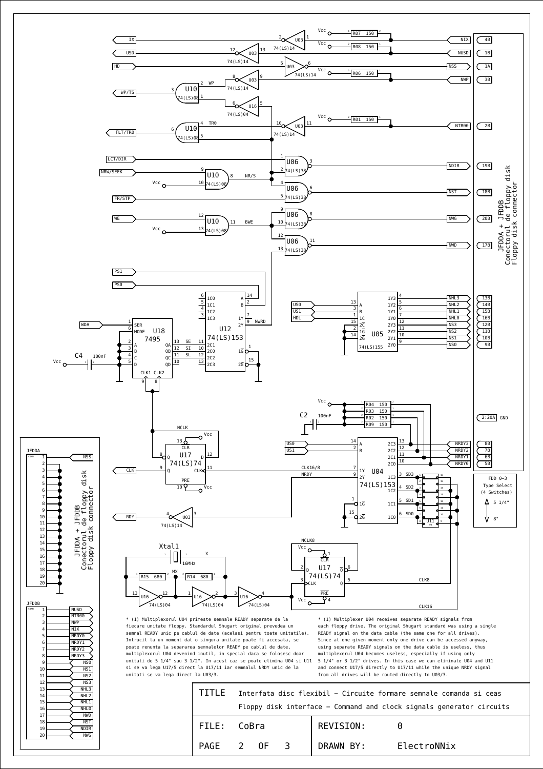* (1) Multiplexorul U04 primeste semnale READY separate de la fiecare unitate floppy. Standardul Shugart original prevedea un semnal READY unic pe cablul de date (acelasi pentru toate unitatile). Intrucit la un moment dat o singura unitate poate fi accesata, se poate renunta la separarea semnalelor READY pe cablul de date, multiplexorul U04 devenind inutil, in special daca se folosesc doar unitati de 5 1/4" sau 3 1/2". In acest caz se poate elimina U04 si U11 si se va lega U17/5 direct la U17/11 iar semnalul NRDY unic de la unitati se va lega direct la U03/3.

* (1) Multiplexer U04 receives separate READY signals from each floppy drive. The original Shugart standard was using a single READY signal on the data cable (the same one for all drives). Since at one given moment only one drive can be accessed anyway, using separate READY signals on the data cable is useless, thus multiplexerul U04 becomes useless, especially if using only 5 1/4" or 3 1/2" drives. In this case we can eliminate U04 and U11 and connect U17/5 directly to U17/11 while the unique NRDY signal from all drives will be routed directly to U03/3.

| | |
|---|---|
| TITLE | Interfata disc flexibil - Circuite formare semnale comanda si ceas<br>Floppy disk interface - Command and clock signals generator circuits |
| FILE: CoBra | REVISION: 0 |
| PAGE 2 OF 3 | DRAWN BY: ElectroNNix |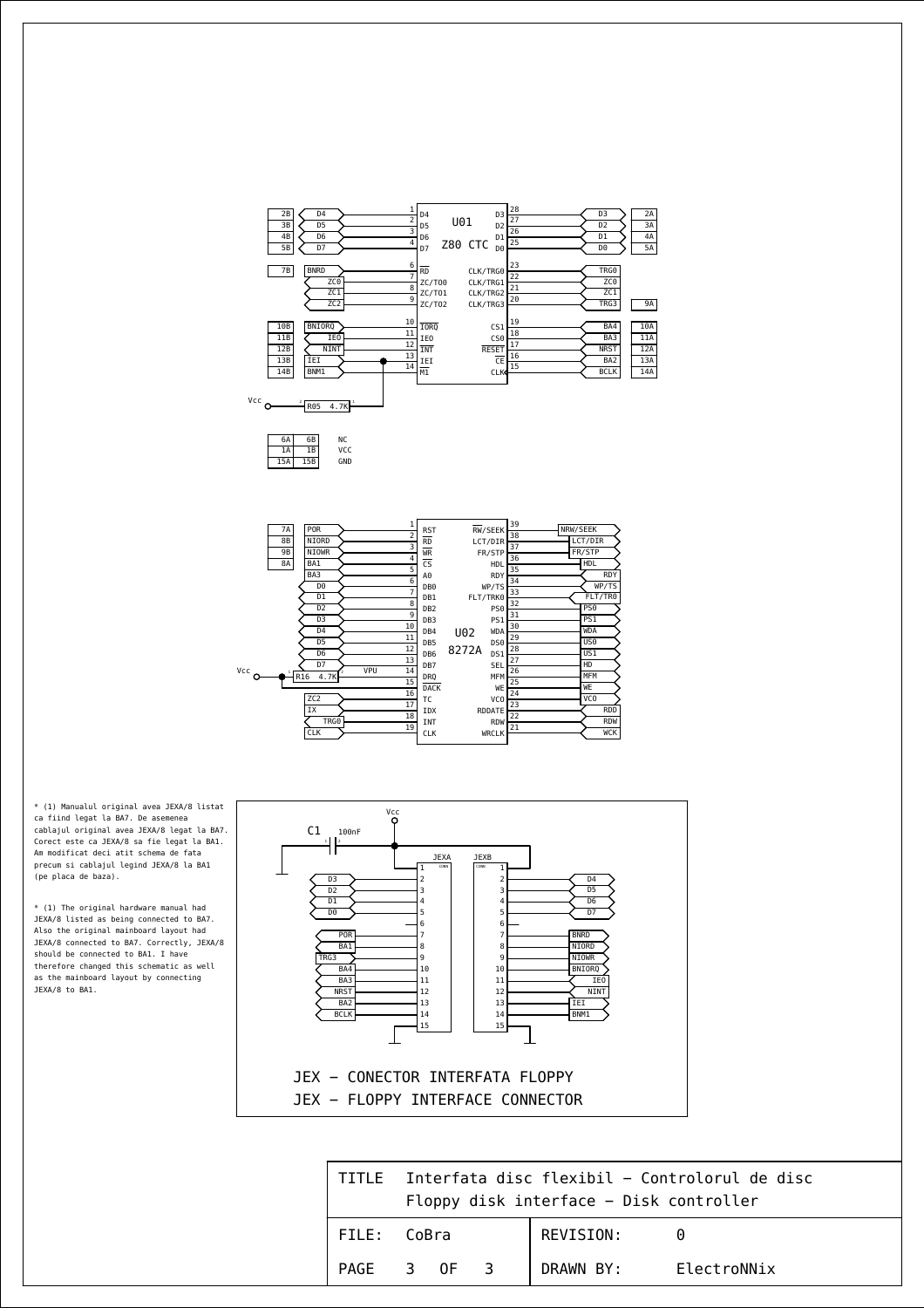| | | |
|---|---|---|
| 6A | 6B | NC |
| 1A | 1B | VCC |
| 15A | 15B | GND |

\* (1) Manualul original avea JEXA/8 listat ca fiind legat la BA7. De asemenea cablajul original avea JEXA/8 legat la BA7. Corect este ca JEXA/8 sa fie legat la BA1. Am modificat deci atit schema de fata precum si cablajul legind JEXA/8 la BA1 (pe placa de baza).

\* (1) The original hardware manual had JEXA/8 listed as being connected to BA7. Also the original mainboard layout had JEXA/8 connected to BA7. Correctly, JEXA/8 should be connected to BA1. I have therefore changed this schematic as well as the mainboard layout by connecting JEXA/8 to BA1.

JEX – CONECTOR INTERFATA FLOPPY

JEX – FLOPPY INTERFACE CONNECTOR

| | | | |
|---|---|---|---|
| TITLE | Interfata disc flexibil – Controlorul de disc<br>Floppy disk interface – Disk controller | | |
| FILE: | CoBra | REVISION: | 0 |
| PAGE | 3 OF 3 | DRAWN BY: | ElectroNNix |